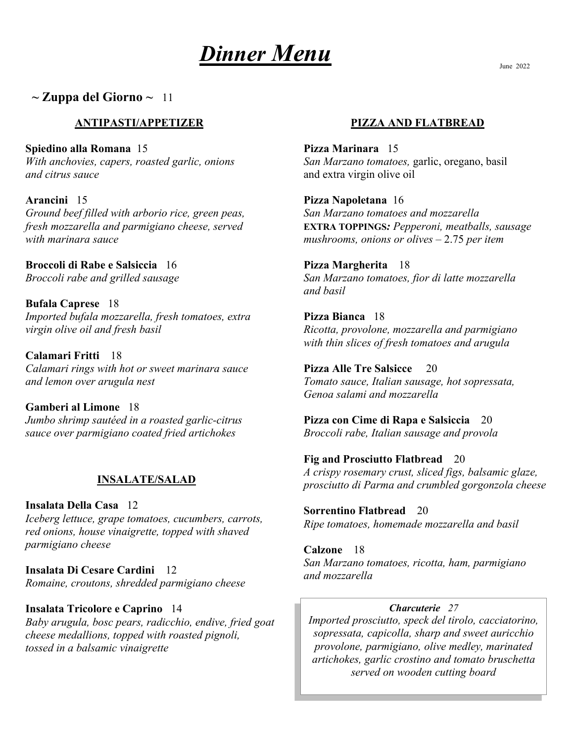# *Dinner Menu*

June 2022

## ~ Zuppa del Giorno ~ 11

### ANTIPASTI/APPETIZER

**Spiedino alla Romana** 15
*With anchovies, capers, roasted garlic, onions and citrus sauce*

**Arancini** 15
*Ground beef filled with arborio rice, green peas, fresh mozzarella and parmigiano cheese, served with marinara sauce*

**Broccoli di Rabe e Salsiccia** 16
*Broccoli rabe and grilled sausage*

**Bufala Caprese** 18
*Imported bufala mozzarella, fresh tomatoes, extra virgin olive oil and fresh basil*

**Calamari Fritti** 18
*Calamari rings with hot or sweet marinara sauce and lemon over arugula nest*

**Gamberi al Limone** 18
*Jumbo shrimp sautéed in a roasted garlic-citrus sauce over parmigiano coated fried artichokes*

### INSALATE/SALAD

**Insalata Della Casa** 12
*Iceberg lettuce, grape tomatoes, cucumbers, carrots, red onions, house vinaigrette, topped with shaved parmigiano cheese*

**Insalata Di Cesare Cardini** 12
*Romaine, croutons, shredded parmigiano cheese*

**Insalata Tricolore e Caprino** 14
*Baby arugula, bosc pears, radicchio, endive, fried goat cheese medallions, topped with roasted pignoli, tossed in a balsamic vinaigrette*

### PIZZA AND FLATBREAD

**Pizza Marinara** 15
*San Marzano tomatoes,* garlic, oregano, basil and extra virgin olive oil

**Pizza Napoletana** 16
*San Marzano tomatoes and mozzarella*
**EXTRA TOPPINGS***: Pepperoni, meatballs, sausage mushrooms, onions or olives* – 2.75 *per item*

**Pizza Margherita** 18
*San Marzano tomatoes, fior di latte mozzarella and basil*

**Pizza Bianca** 18
*Ricotta, provolone, mozzarella and parmigiano with thin slices of fresh tomatoes and arugula*

**Pizza Alle Tre Salsicce** 20
*Tomato sauce, Italian sausage, hot sopressata, Genoa salami and mozzarella*

**Pizza con Cime di Rapa e Salsiccia** 20
*Broccoli rabe, Italian sausage and provola*

**Fig and Prosciutto Flatbread** 20
*A crispy rosemary crust, sliced figs, balsamic glaze, prosciutto di Parma and crumbled gorgonzola cheese*

**Sorrentino Flatbread** 20
*Ripe tomatoes, homemade mozzarella and basil*

**Calzone** 18
*San Marzano tomatoes, ricotta, ham, parmigiano and mozzarella*

***Charcuterie*** *27*
*Imported prosciutto, speck del tirolo, cacciatorino, sopressata, capicolla, sharp and sweet auricchio provolone, parmigiano, olive medley, marinated artichokes, garlic crostino and tomato bruschetta served on wooden cutting board*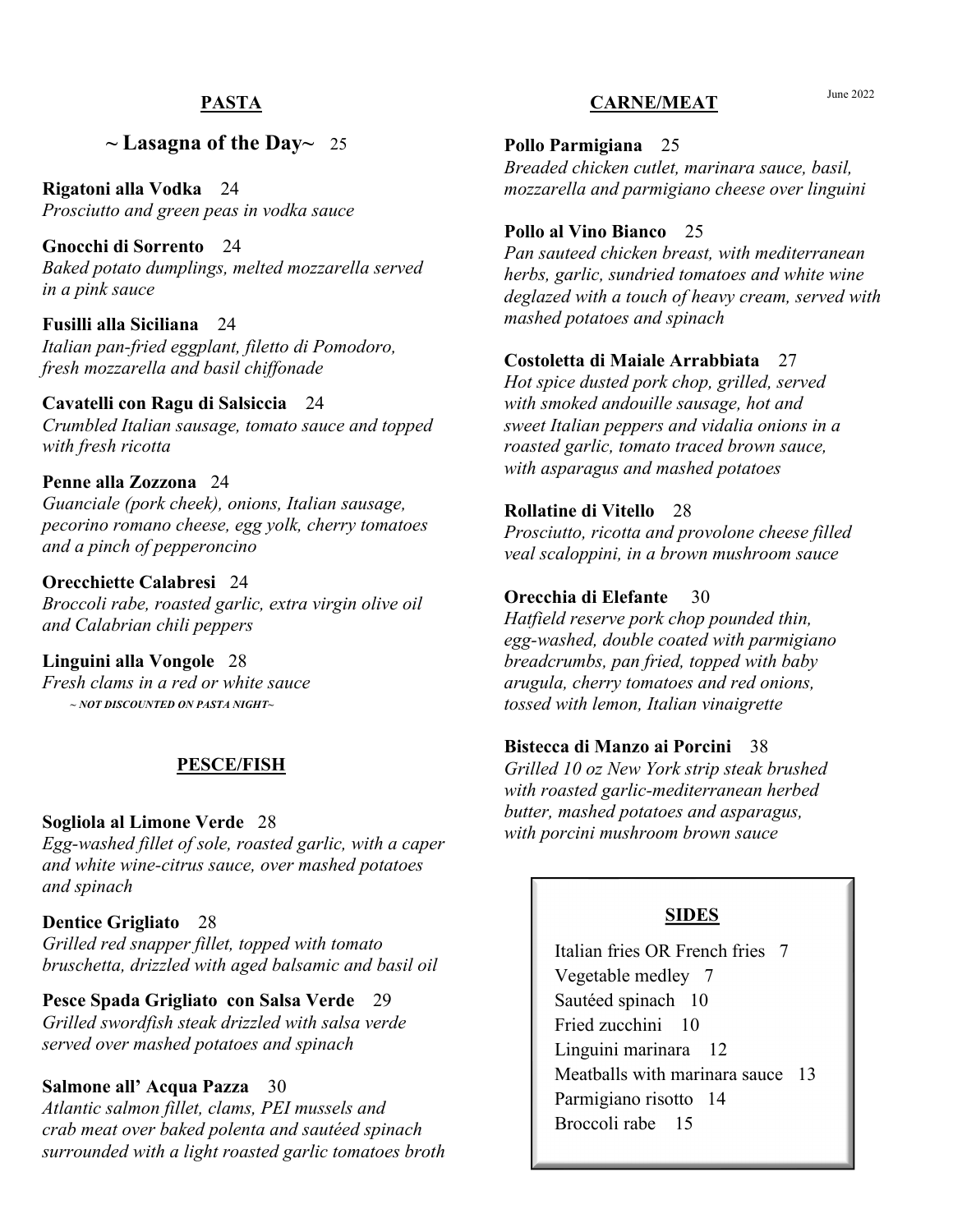June 2022

## PASTA

### ~ Lasagna of the Day~ 25

**Rigatoni alla Vodka** 24
*Prosciutto and green peas in vodka sauce*

**Gnocchi di Sorrento** 24
*Baked potato dumplings, melted mozzarella served in a pink sauce*

**Fusilli alla Siciliana** 24
*Italian pan-fried eggplant, filetto di Pomodoro, fresh mozzarella and basil chiffonade*

**Cavatelli con Ragu di Salsiccia** 24
*Crumbled Italian sausage, tomato sauce and topped with fresh ricotta*

**Penne alla Zozzona** 24
*Guanciale (pork cheek), onions, Italian sausage, pecorino romano cheese, egg yolk, cherry tomatoes and a pinch of pepperoncino*

**Orecchiette Calabresi** 24
*Broccoli rabe, roasted garlic, extra virgin olive oil and Calabrian chili peppers*

**Linguini alla Vongole** 28
*Fresh clams in a red or white sauce*
***~ NOT DISCOUNTED ON PASTA NIGHT~***

## PESCE/FISH

**Sogliola al Limone Verde** 28
*Egg-washed fillet of sole, roasted garlic, with a caper and white wine-citrus sauce, over mashed potatoes and spinach*

**Dentice Grigliato** 28
*Grilled red snapper fillet, topped with tomato bruschetta, drizzled with aged balsamic and basil oil*

**Pesce Spada Grigliato con Salsa Verde** 29
*Grilled swordfish steak drizzled with salsa verde served over mashed potatoes and spinach*

**Salmone all' Acqua Pazza** 30
*Atlantic salmon fillet, clams, PEI mussels and crab meat over baked polenta and sautéed spinach surrounded with a light roasted garlic tomatoes broth*

## CARNE/MEAT

**Pollo Parmigiana** 25
*Breaded chicken cutlet, marinara sauce, basil, mozzarella and parmigiano cheese over linguini*

**Pollo al Vino Bianco** 25
*Pan sauteed chicken breast, with mediterranean herbs, garlic, sundried tomatoes and white wine deglazed with a touch of heavy cream, served with mashed potatoes and spinach*

**Costoletta di Maiale Arrabbiata** 27
*Hot spice dusted pork chop, grilled, served with smoked andouille sausage, hot and sweet Italian peppers and vidalia onions in a roasted garlic, tomato traced brown sauce, with asparagus and mashed potatoes*

**Rollatine di Vitello** 28
*Prosciutto, ricotta and provolone cheese filled veal scaloppini, in a brown mushroom sauce*

**Orecchia di Elefante** 30
*Hatfield reserve pork chop pounded thin, egg-washed, double coated with parmigiano breadcrumbs, pan fried, topped with baby arugula, cherry tomatoes and red onions, tossed with lemon, Italian vinaigrette*

**Bistecca di Manzo ai Porcini** 38
*Grilled 10 oz New York strip steak brushed with roasted garlic-mediterranean herbed butter, mashed potatoes and asparagus, with porcini mushroom brown sauce*

## SIDES

Italian fries OR French fries 7
Vegetable medley 7
Sautéed spinach 10
Fried zucchini 10
Linguini marinara 12
Meatballs with marinara sauce 13
Parmigiano risotto 14
Broccoli rabe 15